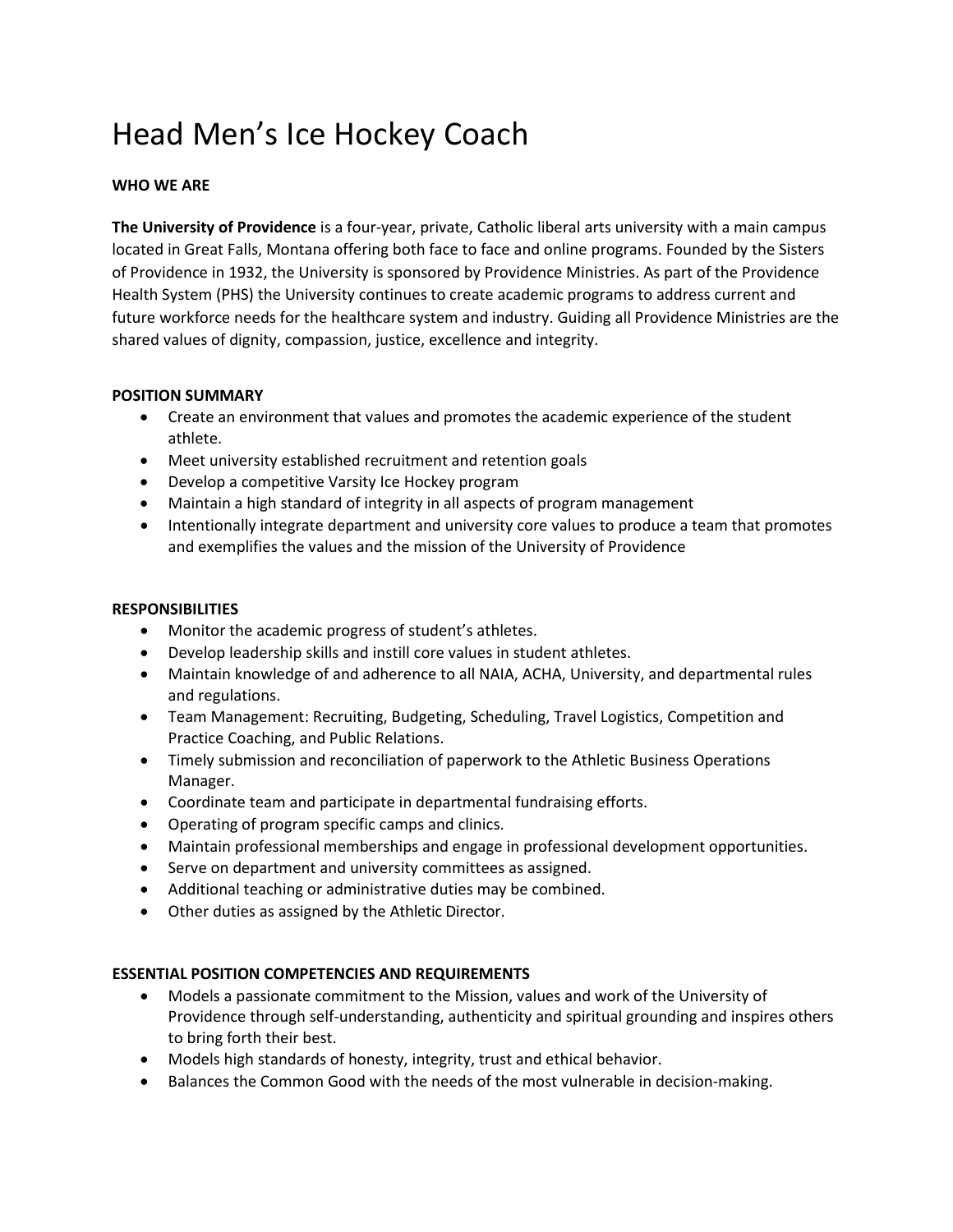# Head Men's Ice Hockey Coach

**WHO WE ARE**

**The University of Providence** is a four-year, private, Catholic liberal arts university with a main campus located in Great Falls, Montana offering both face to face and online programs. Founded by the Sisters of Providence in 1932, the University is sponsored by Providence Ministries. As part of the Providence Health System (PHS) the University continues to create academic programs to address current and future workforce needs for the healthcare system and industry. Guiding all Providence Ministries are the shared values of dignity, compassion, justice, excellence and integrity.

**POSITION SUMMARY**

- Create an environment that values and promotes the academic experience of the student athlete.
- Meet university established recruitment and retention goals
- Develop a competitive Varsity Ice Hockey program
- Maintain a high standard of integrity in all aspects of program management
- Intentionally integrate department and university core values to produce a team that promotes and exemplifies the values and the mission of the University of Providence

**RESPONSIBILITIES**

- Monitor the academic progress of student's athletes.
- Develop leadership skills and instill core values in student athletes.
- Maintain knowledge of and adherence to all NAIA, ACHA, University, and departmental rules and regulations.
- Team Management: Recruiting, Budgeting, Scheduling, Travel Logistics, Competition and Practice Coaching, and Public Relations.
- Timely submission and reconciliation of paperwork to the Athletic Business Operations Manager.
- Coordinate team and participate in departmental fundraising efforts.
- Operating of program specific camps and clinics.
- Maintain professional memberships and engage in professional development opportunities.
- Serve on department and university committees as assigned.
- Additional teaching or administrative duties may be combined.
- Other duties as assigned by the Athletic Director.

**ESSENTIAL POSITION COMPETENCIES AND REQUIREMENTS**

- Models a passionate commitment to the Mission, values and work of the University of Providence through self-understanding, authenticity and spiritual grounding and inspires others to bring forth their best.
- Models high standards of honesty, integrity, trust and ethical behavior.
- Balances the Common Good with the needs of the most vulnerable in decision-making.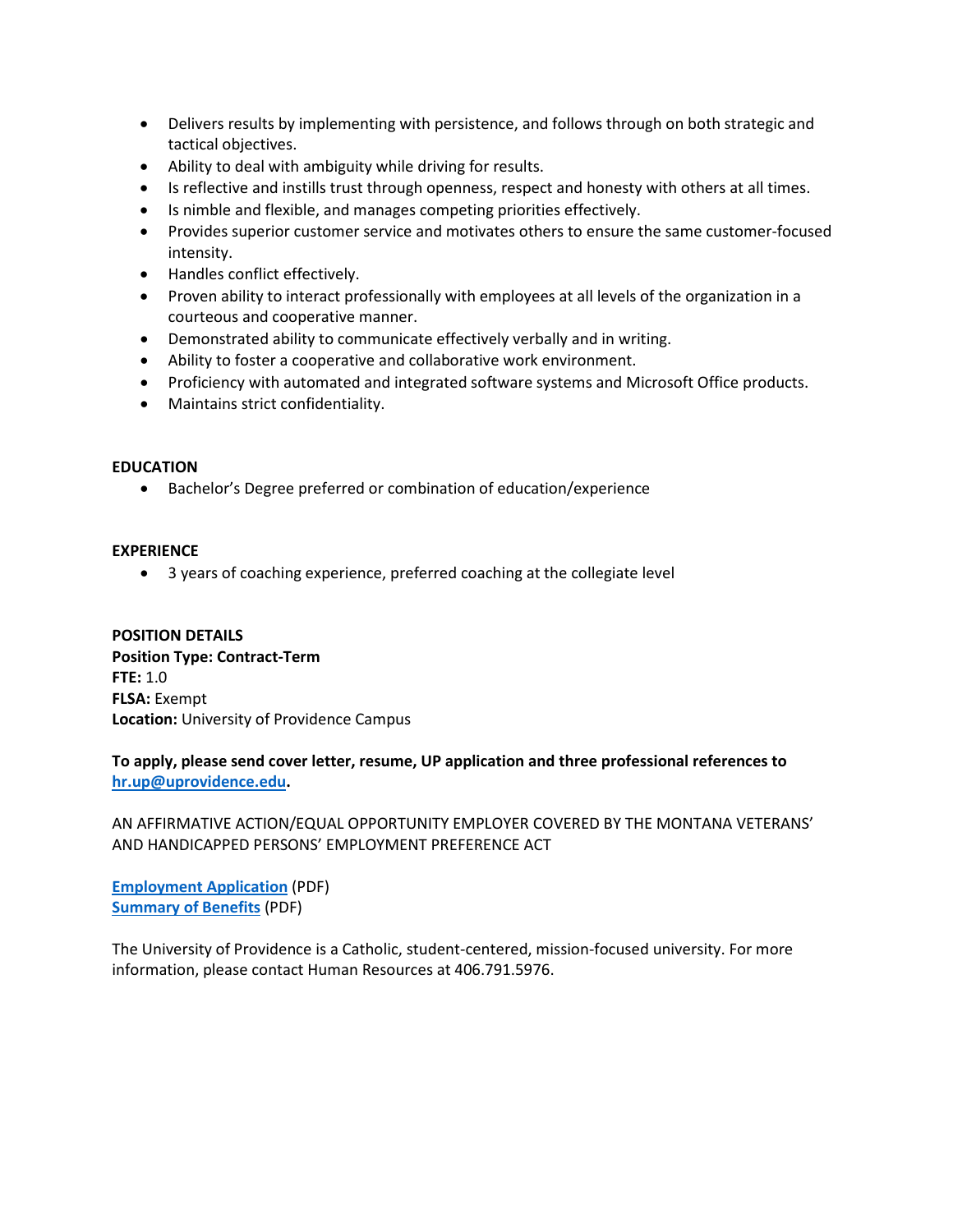- Delivers results by implementing with persistence, and follows through on both strategic and tactical objectives.
- Ability to deal with ambiguity while driving for results.
- Is reflective and instills trust through openness, respect and honesty with others at all times.
- Is nimble and flexible, and manages competing priorities effectively.
- Provides superior customer service and motivates others to ensure the same customer-focused intensity.
- Handles conflict effectively.
- Proven ability to interact professionally with employees at all levels of the organization in a courteous and cooperative manner.
- Demonstrated ability to communicate effectively verbally and in writing.
- Ability to foster a cooperative and collaborative work environment.
- Proficiency with automated and integrated software systems and Microsoft Office products.
- Maintains strict confidentiality.

**EDUCATION**

- Bachelor's Degree preferred or combination of education/experience

**EXPERIENCE**

- 3 years of coaching experience, preferred coaching at the collegiate level

**POSITION DETAILS**
**Position Type: Contract-Term**
**FTE:** 1.0
**FLSA:** Exempt
**Location:** University of Providence Campus

**To apply, please send cover letter, resume, UP application and three professional references to hr.up@uprovidence.edu.**

AN AFFIRMATIVE ACTION/EQUAL OPPORTUNITY EMPLOYER COVERED BY THE MONTANA VETERANS' AND HANDICAPPED PERSONS' EMPLOYMENT PREFERENCE ACT

**Employment Application** (PDF)
**Summary of Benefits** (PDF)

The University of Providence is a Catholic, student-centered, mission-focused university. For more information, please contact Human Resources at 406.791.5976.